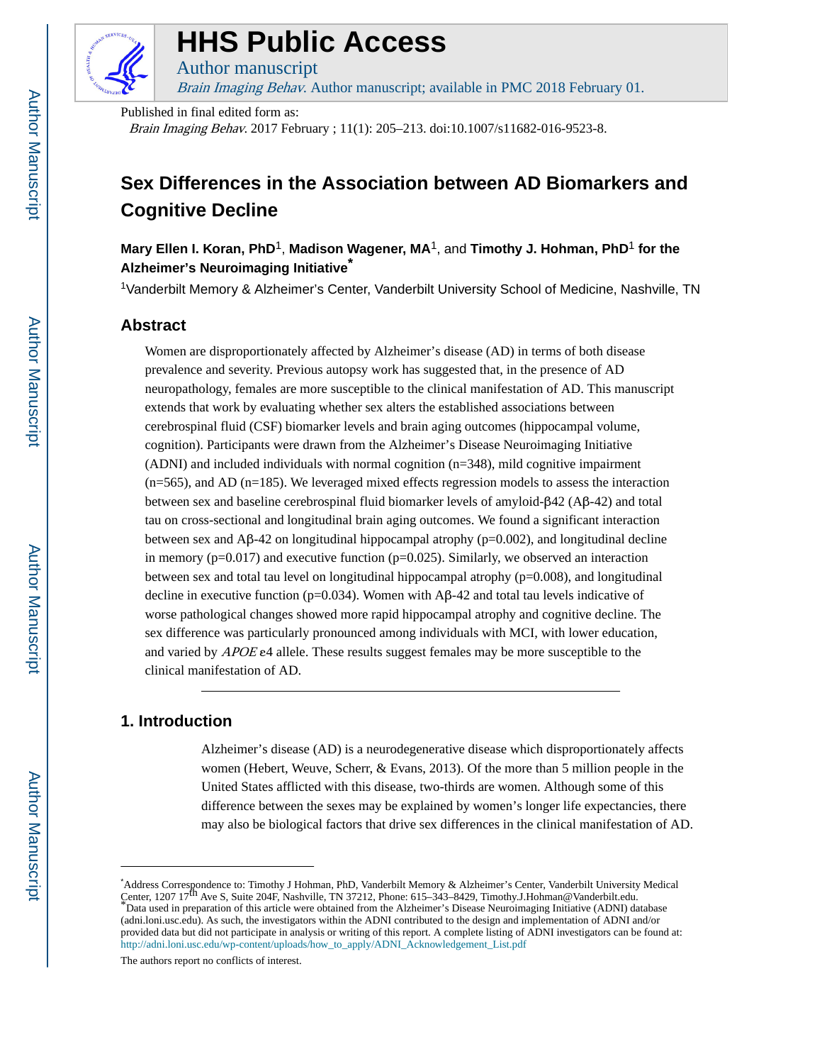# HHS Public Access

Author manuscript

*Brain Imaging Behav.* Author manuscript; available in PMC 2018 February 01.

Published in final edited form as:

*Brain Imaging Behav.* 2017 February ; 11(1): 205–213. doi:10.1007/s11682-016-9523-8.

## Sex Differences in the Association between AD Biomarkers and Cognitive Decline

**Mary Ellen I. Koran, PhD**[1], **Madison Wagener, MA**[1], and **Timothy J. Hohman, PhD**[1] **for the Alzheimer's Neuroimaging Initiative***

[1]Vanderbilt Memory & Alzheimer's Center, Vanderbilt University School of Medicine, Nashville, TN

### Abstract

Women are disproportionately affected by Alzheimer's disease (AD) in terms of both disease prevalence and severity. Previous autopsy work has suggested that, in the presence of AD neuropathology, females are more susceptible to the clinical manifestation of AD. This manuscript extends that work by evaluating whether sex alters the established associations between cerebrospinal fluid (CSF) biomarker levels and brain aging outcomes (hippocampal volume, cognition). Participants were drawn from the Alzheimer's Disease Neuroimaging Initiative (ADNI) and included individuals with normal cognition (n=348), mild cognitive impairment (n=565), and AD (n=185). We leveraged mixed effects regression models to assess the interaction between sex and baseline cerebrospinal fluid biomarker levels of amyloid-β42 (Aβ-42) and total tau on cross-sectional and longitudinal brain aging outcomes. We found a significant interaction between sex and Aβ-42 on longitudinal hippocampal atrophy (p=0.002), and longitudinal decline in memory (p=0.017) and executive function (p=0.025). Similarly, we observed an interaction between sex and total tau level on longitudinal hippocampal atrophy (p=0.008), and longitudinal decline in executive function (p=0.034). Women with Aβ-42 and total tau levels indicative of worse pathological changes showed more rapid hippocampal atrophy and cognitive decline. The sex difference was particularly pronounced among individuals with MCI, with lower education, and varied by *APOE* ε4 allele. These results suggest females may be more susceptible to the clinical manifestation of AD.

## 1. Introduction

Alzheimer's disease (AD) is a neurodegenerative disease which disproportionately affects women (Hebert, Weuve, Scherr, & Evans, 2013). Of the more than 5 million people in the United States afflicted with this disease, two-thirds are women. Although some of this difference between the sexes may be explained by women's longer life expectancies, there may also be biological factors that drive sex differences in the clinical manifestation of AD.

---

*Address Correspondence to: Timothy J Hohman, PhD, Vanderbilt Memory & Alzheimer's Center, Vanderbilt University Medical Center, 1207 17th Ave S, Suite 204F, Nashville, TN 37212, Phone: 615–343–8429, Timothy.J.Hohman@Vanderbilt.edu.

*Data used in preparation of this article were obtained from the Alzheimer's Disease Neuroimaging Initiative (ADNI) database (adni.loni.usc.edu). As such, the investigators within the ADNI contributed to the design and implementation of ADNI and/or provided data but did not participate in analysis or writing of this report. A complete listing of ADNI investigators can be found at: http://adni.loni.usc.edu/wp-content/uploads/how_to_apply/ADNI_Acknowledgement_List.pdf

The authors report no conflicts of interest.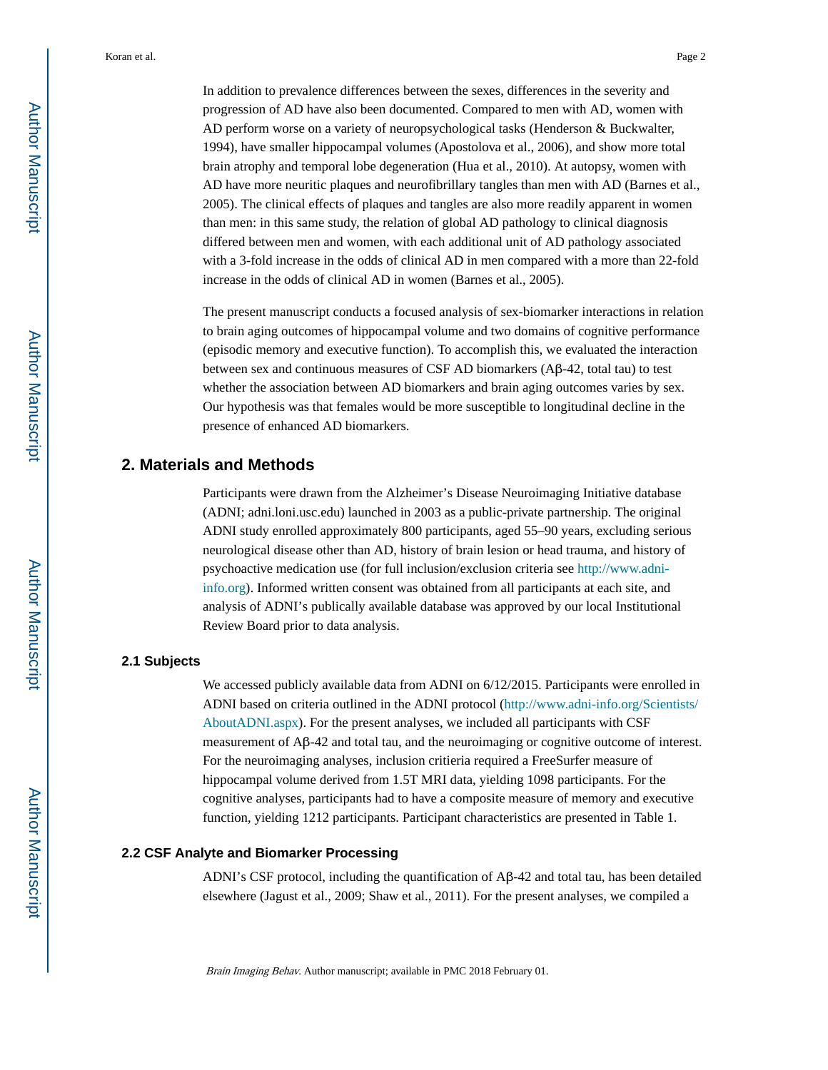In addition to prevalence differences between the sexes, differences in the severity and progression of AD have also been documented. Compared to men with AD, women with AD perform worse on a variety of neuropsychological tasks (Henderson & Buckwalter, 1994), have smaller hippocampal volumes (Apostolova et al., 2006), and show more total brain atrophy and temporal lobe degeneration (Hua et al., 2010). At autopsy, women with AD have more neuritic plaques and neurofibrillary tangles than men with AD (Barnes et al., 2005). The clinical effects of plaques and tangles are also more readily apparent in women than men: in this same study, the relation of global AD pathology to clinical diagnosis differed between men and women, with each additional unit of AD pathology associated with a 3-fold increase in the odds of clinical AD in men compared with a more than 22-fold increase in the odds of clinical AD in women (Barnes et al., 2005).

The present manuscript conducts a focused analysis of sex-biomarker interactions in relation to brain aging outcomes of hippocampal volume and two domains of cognitive performance (episodic memory and executive function). To accomplish this, we evaluated the interaction between sex and continuous measures of CSF AD biomarkers (Aβ-42, total tau) to test whether the association between AD biomarkers and brain aging outcomes varies by sex. Our hypothesis was that females would be more susceptible to longitudinal decline in the presence of enhanced AD biomarkers.

## 2. Materials and Methods

Participants were drawn from the Alzheimer's Disease Neuroimaging Initiative database (ADNI; adni.loni.usc.edu) launched in 2003 as a public-private partnership. The original ADNI study enrolled approximately 800 participants, aged 55–90 years, excluding serious neurological disease other than AD, history of brain lesion or head trauma, and history of psychoactive medication use (for full inclusion/exclusion criteria see http://www.adni-info.org). Informed written consent was obtained from all participants at each site, and analysis of ADNI's publically available database was approved by our local Institutional Review Board prior to data analysis.

### 2.1 Subjects

We accessed publicly available data from ADNI on 6/12/2015. Participants were enrolled in ADNI based on criteria outlined in the ADNI protocol (http://www.adni-info.org/Scientists/AboutADNI.aspx). For the present analyses, we included all participants with CSF measurement of Aβ-42 and total tau, and the neuroimaging or cognitive outcome of interest. For the neuroimaging analyses, inclusion critieria required a FreeSurfer measure of hippocampal volume derived from 1.5T MRI data, yielding 1098 participants. For the cognitive analyses, participants had to have a composite measure of memory and executive function, yielding 1212 participants. Participant characteristics are presented in Table 1.

### 2.2 CSF Analyte and Biomarker Processing

ADNI's CSF protocol, including the quantification of Aβ-42 and total tau, has been detailed elsewhere (Jagust et al., 2009; Shaw et al., 2011). For the present analyses, we compiled a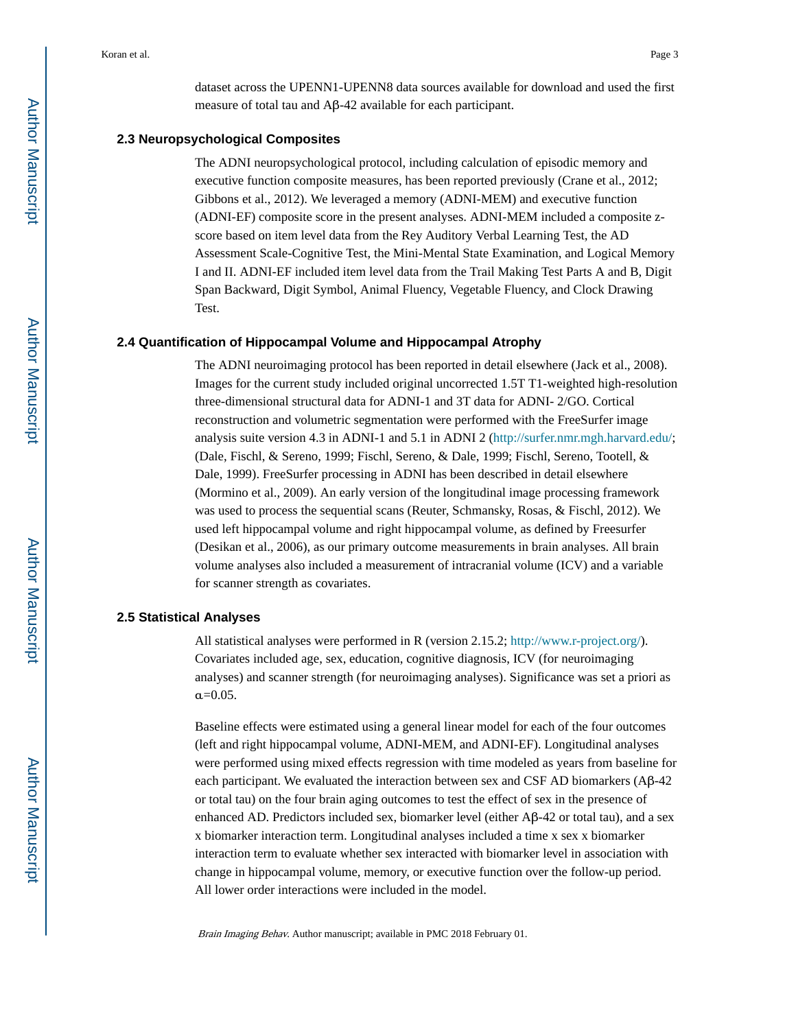dataset across the UPENN1-UPENN8 data sources available for download and used the first measure of total tau and Aβ-42 available for each participant.

### 2.3 Neuropsychological Composites

The ADNI neuropsychological protocol, including calculation of episodic memory and executive function composite measures, has been reported previously (Crane et al., 2012; Gibbons et al., 2012). We leveraged a memory (ADNI-MEM) and executive function (ADNI-EF) composite score in the present analyses. ADNI-MEM included a composite z-score based on item level data from the Rey Auditory Verbal Learning Test, the AD Assessment Scale-Cognitive Test, the Mini-Mental State Examination, and Logical Memory I and II. ADNI-EF included item level data from the Trail Making Test Parts A and B, Digit Span Backward, Digit Symbol, Animal Fluency, Vegetable Fluency, and Clock Drawing Test.

### 2.4 Quantification of Hippocampal Volume and Hippocampal Atrophy

The ADNI neuroimaging protocol has been reported in detail elsewhere (Jack et al., 2008). Images for the current study included original uncorrected 1.5T T1-weighted high-resolution three-dimensional structural data for ADNI-1 and 3T data for ADNI- 2/GO. Cortical reconstruction and volumetric segmentation were performed with the FreeSurfer image analysis suite version 4.3 in ADNI-1 and 5.1 in ADNI 2 (http://surfer.nmr.mgh.harvard.edu/; (Dale, Fischl, & Sereno, 1999; Fischl, Sereno, & Dale, 1999; Fischl, Sereno, Tootell, & Dale, 1999). FreeSurfer processing in ADNI has been described in detail elsewhere (Mormino et al., 2009). An early version of the longitudinal image processing framework was used to process the sequential scans (Reuter, Schmansky, Rosas, & Fischl, 2012). We used left hippocampal volume and right hippocampal volume, as defined by Freesurfer (Desikan et al., 2006), as our primary outcome measurements in brain analyses. All brain volume analyses also included a measurement of intracranial volume (ICV) and a variable for scanner strength as covariates.

### 2.5 Statistical Analyses

All statistical analyses were performed in R (version 2.15.2; http://www.r-project.org/). Covariates included age, sex, education, cognitive diagnosis, ICV (for neuroimaging analyses) and scanner strength (for neuroimaging analyses). Significance was set a priori as $\alpha$=0.05.

Baseline effects were estimated using a general linear model for each of the four outcomes (left and right hippocampal volume, ADNI-MEM, and ADNI-EF). Longitudinal analyses were performed using mixed effects regression with time modeled as years from baseline for each participant. We evaluated the interaction between sex and CSF AD biomarkers (Aβ-42 or total tau) on the four brain aging outcomes to test the effect of sex in the presence of enhanced AD. Predictors included sex, biomarker level (either Aβ-42 or total tau), and a sex x biomarker interaction term. Longitudinal analyses included a time x sex x biomarker interaction term to evaluate whether sex interacted with biomarker level in association with change in hippocampal volume, memory, or executive function over the follow-up period. All lower order interactions were included in the model.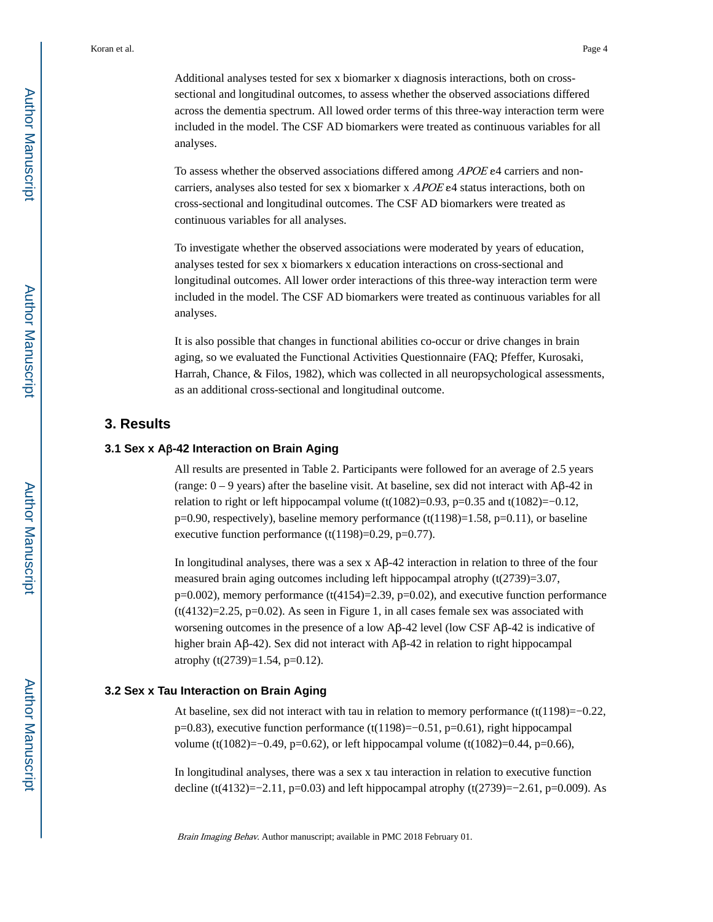Additional analyses tested for sex x biomarker x diagnosis interactions, both on cross-sectional and longitudinal outcomes, to assess whether the observed associations differed across the dementia spectrum. All lowed order terms of this three-way interaction term were included in the model. The CSF AD biomarkers were treated as continuous variables for all analyses.

To assess whether the observed associations differed among *APOE* ε4 carriers and non-carriers, analyses also tested for sex x biomarker x *APOE* ε4 status interactions, both on cross-sectional and longitudinal outcomes. The CSF AD biomarkers were treated as continuous variables for all analyses.

To investigate whether the observed associations were moderated by years of education, analyses tested for sex x biomarkers x education interactions on cross-sectional and longitudinal outcomes. All lower order interactions of this three-way interaction term were included in the model. The CSF AD biomarkers were treated as continuous variables for all analyses.

It is also possible that changes in functional abilities co-occur or drive changes in brain aging, so we evaluated the Functional Activities Questionnaire (FAQ; Pfeffer, Kurosaki, Harrah, Chance, & Filos, 1982), which was collected in all neuropsychological assessments, as an additional cross-sectional and longitudinal outcome.

## 3. Results

### 3.1 Sex x Aβ-42 Interaction on Brain Aging

All results are presented in Table 2. Participants were followed for an average of 2.5 years (range: 0 – 9 years) after the baseline visit. At baseline, sex did not interact with Aβ-42 in relation to right or left hippocampal volume ($t(1082)=0.93$, $p=0.35$ and $t(1082)=-0.12$, $p=0.90$, respectively), baseline memory performance ($t(1198)=1.58$, $p=0.11$), or baseline executive function performance ($t(1198)=0.29$, $p=0.77$).

In longitudinal analyses, there was a sex x Aβ-42 interaction in relation to three of the four measured brain aging outcomes including left hippocampal atrophy ($t(2739)=3.07$, $p=0.002$), memory performance ($t(4154)=2.39$, $p=0.02$), and executive function performance ($t(4132)=2.25$, $p=0.02$). As seen in Figure 1, in all cases female sex was associated with worsening outcomes in the presence of a low Aβ-42 level (low CSF Aβ-42 is indicative of higher brain Aβ-42). Sex did not interact with Aβ-42 in relation to right hippocampal atrophy ($t(2739)=1.54$, $p=0.12$).

### 3.2 Sex x Tau Interaction on Brain Aging

At baseline, sex did not interact with tau in relation to memory performance ($t(1198)=-0.22$, $p=0.83$), executive function performance ($t(1198)=-0.51$, $p=0.61$), right hippocampal volume ($t(1082)=-0.49$, $p=0.62$), or left hippocampal volume ($t(1082)=0.44$, $p=0.66$),

In longitudinal analyses, there was a sex x tau interaction in relation to executive function decline ($t(4132)=-2.11$, $p=0.03$) and left hippocampal atrophy ($t(2739)=-2.61$, $p=0.009$). As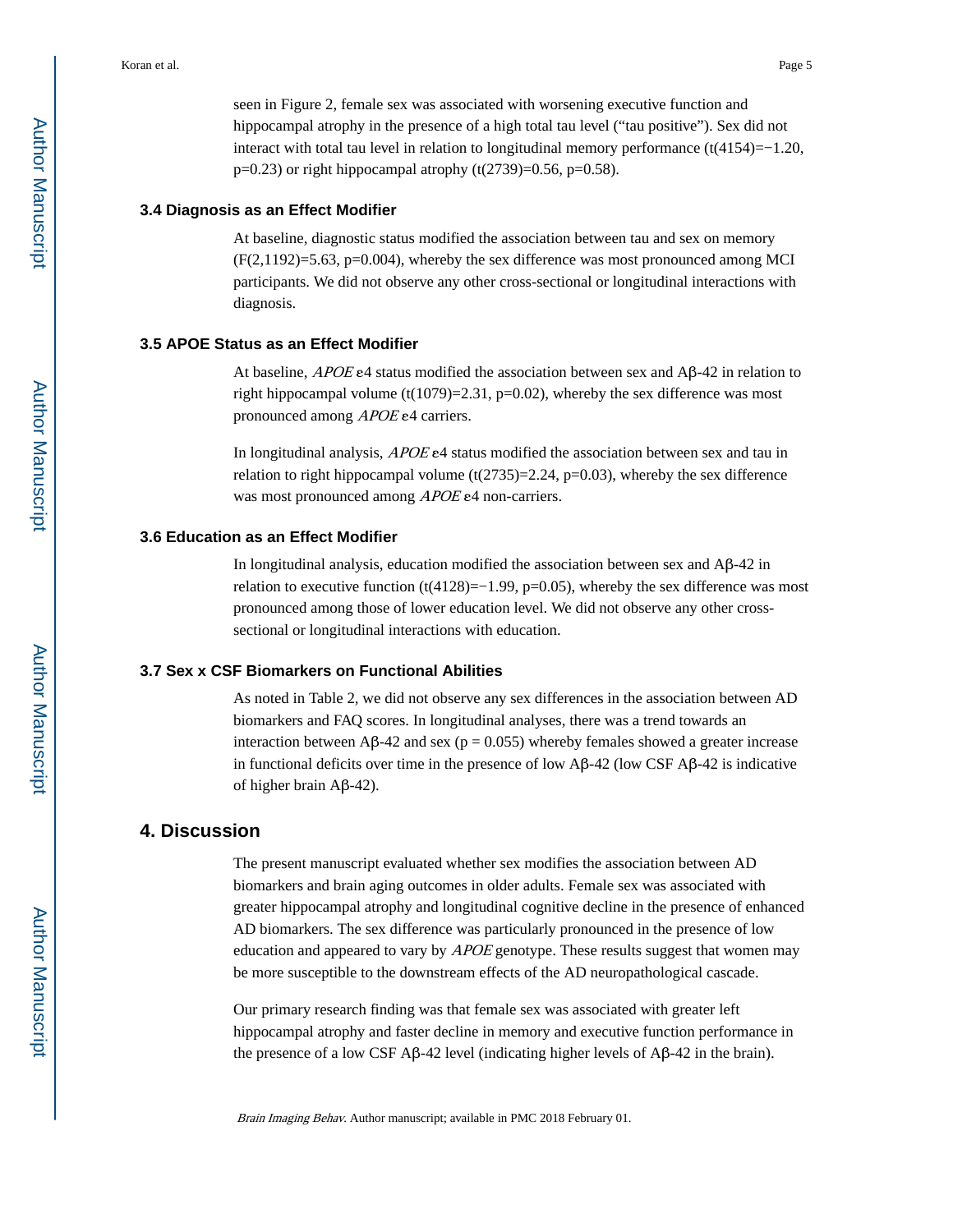seen in Figure 2, female sex was associated with worsening executive function and hippocampal atrophy in the presence of a high total tau level ("tau positive"). Sex did not interact with total tau level in relation to longitudinal memory performance ($t(4154)=-1.20$, $p=0.23$) or right hippocampal atrophy ($t(2739)=0.56$, $p=0.58$).

### 3.4 Diagnosis as an Effect Modifier

At baseline, diagnostic status modified the association between tau and sex on memory ($F(2,1192)=5.63$, $p=0.004$), whereby the sex difference was most pronounced among MCI participants. We did not observe any other cross-sectional or longitudinal interactions with diagnosis.

### 3.5 APOE Status as an Effect Modifier

At baseline, *APOE* ε4 status modified the association between sex and Aβ-42 in relation to right hippocampal volume ($t(1079)=2.31$, $p=0.02$), whereby the sex difference was most pronounced among *APOE* ε4 carriers.

In longitudinal analysis, *APOE* ε4 status modified the association between sex and tau in relation to right hippocampal volume ($t(2735)=2.24$, $p=0.03$), whereby the sex difference was most pronounced among *APOE* ε4 non-carriers.

### 3.6 Education as an Effect Modifier

In longitudinal analysis, education modified the association between sex and Aβ-42 in relation to executive function ($t(4128)=-1.99$, $p=0.05$), whereby the sex difference was most pronounced among those of lower education level. We did not observe any other cross-sectional or longitudinal interactions with education.

### 3.7 Sex x CSF Biomarkers on Functional Abilities

As noted in Table 2, we did not observe any sex differences in the association between AD biomarkers and FAQ scores. In longitudinal analyses, there was a trend towards an interaction between Aβ-42 and sex ($p = 0.055$) whereby females showed a greater increase in functional deficits over time in the presence of low Aβ-42 (low CSF Aβ-42 is indicative of higher brain Aβ-42).

## 4. Discussion

The present manuscript evaluated whether sex modifies the association between AD biomarkers and brain aging outcomes in older adults. Female sex was associated with greater hippocampal atrophy and longitudinal cognitive decline in the presence of enhanced AD biomarkers. The sex difference was particularly pronounced in the presence of low education and appeared to vary by *APOE* genotype. These results suggest that women may be more susceptible to the downstream effects of the AD neuropathological cascade.

Our primary research finding was that female sex was associated with greater left hippocampal atrophy and faster decline in memory and executive function performance in the presence of a low CSF Aβ-42 level (indicating higher levels of Aβ-42 in the brain).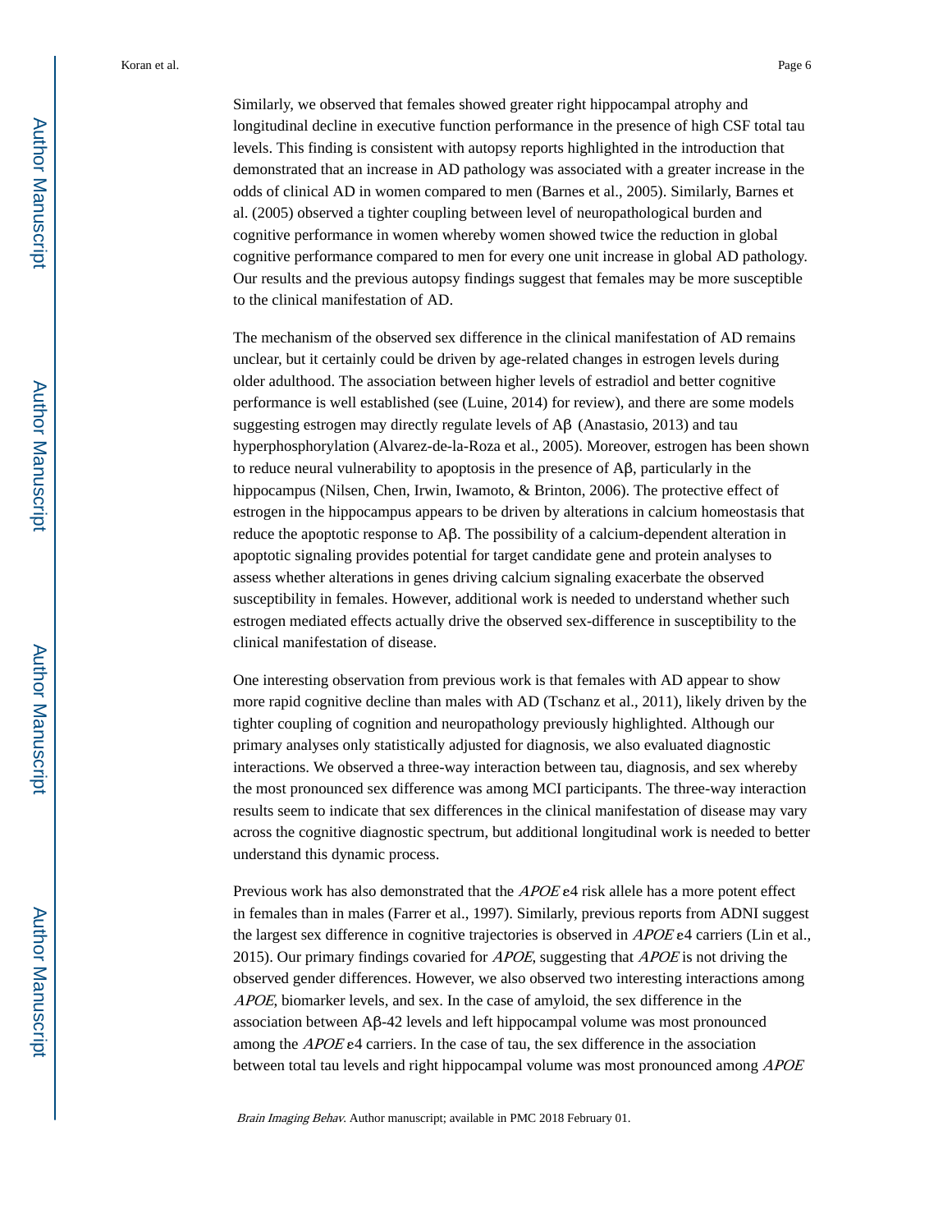Similarly, we observed that females showed greater right hippocampal atrophy and longitudinal decline in executive function performance in the presence of high CSF total tau levels. This finding is consistent with autopsy reports highlighted in the introduction that demonstrated that an increase in AD pathology was associated with a greater increase in the odds of clinical AD in women compared to men (Barnes et al., 2005). Similarly, Barnes et al. (2005) observed a tighter coupling between level of neuropathological burden and cognitive performance in women whereby women showed twice the reduction in global cognitive performance compared to men for every one unit increase in global AD pathology. Our results and the previous autopsy findings suggest that females may be more susceptible to the clinical manifestation of AD.

The mechanism of the observed sex difference in the clinical manifestation of AD remains unclear, but it certainly could be driven by age-related changes in estrogen levels during older adulthood. The association between higher levels of estradiol and better cognitive performance is well established (see (Luine, 2014) for review), and there are some models suggesting estrogen may directly regulate levels of Aβ (Anastasio, 2013) and tau hyperphosphorylation (Alvarez-de-la-Roza et al., 2005). Moreover, estrogen has been shown to reduce neural vulnerability to apoptosis in the presence of Aβ, particularly in the hippocampus (Nilsen, Chen, Irwin, Iwamoto, & Brinton, 2006). The protective effect of estrogen in the hippocampus appears to be driven by alterations in calcium homeostasis that reduce the apoptotic response to Aβ. The possibility of a calcium-dependent alteration in apoptotic signaling provides potential for target candidate gene and protein analyses to assess whether alterations in genes driving calcium signaling exacerbate the observed susceptibility in females. However, additional work is needed to understand whether such estrogen mediated effects actually drive the observed sex-difference in susceptibility to the clinical manifestation of disease.

One interesting observation from previous work is that females with AD appear to show more rapid cognitive decline than males with AD (Tschanz et al., 2011), likely driven by the tighter coupling of cognition and neuropathology previously highlighted. Although our primary analyses only statistically adjusted for diagnosis, we also evaluated diagnostic interactions. We observed a three-way interaction between tau, diagnosis, and sex whereby the most pronounced sex difference was among MCI participants. The three-way interaction results seem to indicate that sex differences in the clinical manifestation of disease may vary across the cognitive diagnostic spectrum, but additional longitudinal work is needed to better understand this dynamic process.

Previous work has also demonstrated that the *APOE* ε4 risk allele has a more potent effect in females than in males (Farrer et al., 1997). Similarly, previous reports from ADNI suggest the largest sex difference in cognitive trajectories is observed in *APOE* ε4 carriers (Lin et al., 2015). Our primary findings covaried for *APOE*, suggesting that *APOE* is not driving the observed gender differences. However, we also observed two interesting interactions among *APOE*, biomarker levels, and sex. In the case of amyloid, the sex difference in the association between Aβ-42 levels and left hippocampal volume was most pronounced among the *APOE* ε4 carriers. In the case of tau, the sex difference in the association between total tau levels and right hippocampal volume was most pronounced among *APOE*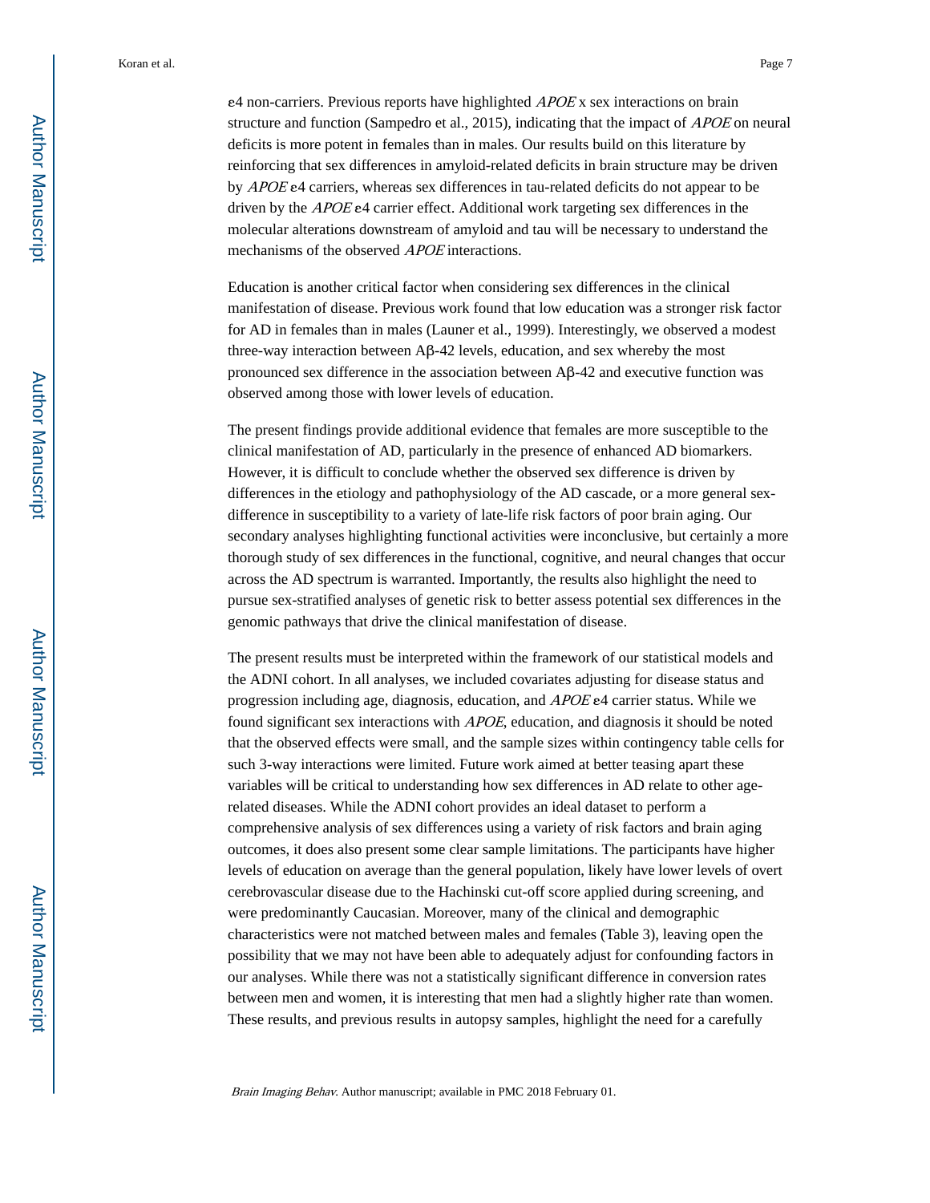ε4 non-carriers. Previous reports have highlighted *APOE* x sex interactions on brain structure and function (Sampedro et al., 2015), indicating that the impact of *APOE* on neural deficits is more potent in females than in males. Our results build on this literature by reinforcing that sex differences in amyloid-related deficits in brain structure may be driven by *APOE* ε4 carriers, whereas sex differences in tau-related deficits do not appear to be driven by the *APOE* ε4 carrier effect. Additional work targeting sex differences in the molecular alterations downstream of amyloid and tau will be necessary to understand the mechanisms of the observed *APOE* interactions.

Education is another critical factor when considering sex differences in the clinical manifestation of disease. Previous work found that low education was a stronger risk factor for AD in females than in males (Launer et al., 1999). Interestingly, we observed a modest three-way interaction between Aβ-42 levels, education, and sex whereby the most pronounced sex difference in the association between Aβ-42 and executive function was observed among those with lower levels of education.

The present findings provide additional evidence that females are more susceptible to the clinical manifestation of AD, particularly in the presence of enhanced AD biomarkers. However, it is difficult to conclude whether the observed sex difference is driven by differences in the etiology and pathophysiology of the AD cascade, or a more general sex-difference in susceptibility to a variety of late-life risk factors of poor brain aging. Our secondary analyses highlighting functional activities were inconclusive, but certainly a more thorough study of sex differences in the functional, cognitive, and neural changes that occur across the AD spectrum is warranted. Importantly, the results also highlight the need to pursue sex-stratified analyses of genetic risk to better assess potential sex differences in the genomic pathways that drive the clinical manifestation of disease.

The present results must be interpreted within the framework of our statistical models and the ADNI cohort. In all analyses, we included covariates adjusting for disease status and progression including age, diagnosis, education, and *APOE* ε4 carrier status. While we found significant sex interactions with *APOE*, education, and diagnosis it should be noted that the observed effects were small, and the sample sizes within contingency table cells for such 3-way interactions were limited. Future work aimed at better teasing apart these variables will be critical to understanding how sex differences in AD relate to other age-related diseases. While the ADNI cohort provides an ideal dataset to perform a comprehensive analysis of sex differences using a variety of risk factors and brain aging outcomes, it does also present some clear sample limitations. The participants have higher levels of education on average than the general population, likely have lower levels of overt cerebrovascular disease due to the Hachinski cut-off score applied during screening, and were predominantly Caucasian. Moreover, many of the clinical and demographic characteristics were not matched between males and females (Table 3), leaving open the possibility that we may not have been able to adequately adjust for confounding factors in our analyses. While there was not a statistically significant difference in conversion rates between men and women, it is interesting that men had a slightly higher rate than women. These results, and previous results in autopsy samples, highlight the need for a carefully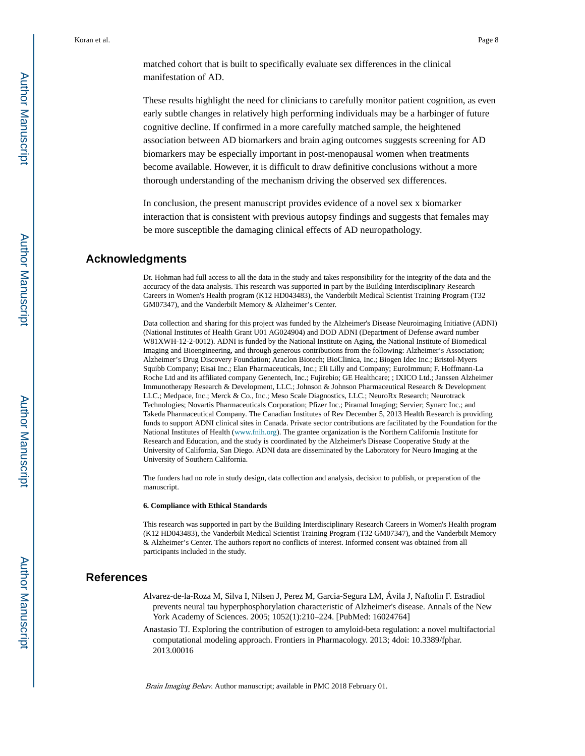matched cohort that is built to specifically evaluate sex differences in the clinical manifestation of AD.

These results highlight the need for clinicians to carefully monitor patient cognition, as even early subtle changes in relatively high performing individuals may be a harbinger of future cognitive decline. If confirmed in a more carefully matched sample, the heightened association between AD biomarkers and brain aging outcomes suggests screening for AD biomarkers may be especially important in post-menopausal women when treatments become available. However, it is difficult to draw definitive conclusions without a more thorough understanding of the mechanism driving the observed sex differences.

In conclusion, the present manuscript provides evidence of a novel sex x biomarker interaction that is consistent with previous autopsy findings and suggests that females may be more susceptible the damaging clinical effects of AD neuropathology.

## Acknowledgments

Dr. Hohman had full access to all the data in the study and takes responsibility for the integrity of the data and the accuracy of the data analysis. This research was supported in part by the Building Interdisciplinary Research Careers in Women's Health program (K12 HD043483), the Vanderbilt Medical Scientist Training Program (T32 GM07347), and the Vanderbilt Memory & Alzheimer's Center.

Data collection and sharing for this project was funded by the Alzheimer's Disease Neuroimaging Initiative (ADNI) (National Institutes of Health Grant U01 AG024904) and DOD ADNI (Department of Defense award number W81XWH-12-2-0012). ADNI is funded by the National Institute on Aging, the National Institute of Biomedical Imaging and Bioengineering, and through generous contributions from the following: Alzheimer's Association; Alzheimer's Drug Discovery Foundation; Araclon Biotech; BioClinica, Inc.; Biogen Idec Inc.; Bristol-Myers Squibb Company; Eisai Inc.; Elan Pharmaceuticals, Inc.; Eli Lilly and Company; EuroImmun; F. Hoffmann-La Roche Ltd and its affiliated company Genentech, Inc.; Fujirebio; GE Healthcare; ; IXICO Ltd.; Janssen Alzheimer Immunotherapy Research & Development, LLC.; Johnson & Johnson Pharmaceutical Research & Development LLC.; Medpace, Inc.; Merck & Co., Inc.; Meso Scale Diagnostics, LLC.; NeuroRx Research; Neurotrack Technologies; Novartis Pharmaceuticals Corporation; Pfizer Inc.; Piramal Imaging; Servier; Synarc Inc.; and Takeda Pharmaceutical Company. The Canadian Institutes of Rev December 5, 2013 Health Research is providing funds to support ADNI clinical sites in Canada. Private sector contributions are facilitated by the Foundation for the National Institutes of Health (www.fnih.org). The grantee organization is the Northern California Institute for Research and Education, and the study is coordinated by the Alzheimer's Disease Cooperative Study at the University of California, San Diego. ADNI data are disseminated by the Laboratory for Neuro Imaging at the University of Southern California.

The funders had no role in study design, data collection and analysis, decision to publish, or preparation of the manuscript.

**6. Compliance with Ethical Standards**

This research was supported in part by the Building Interdisciplinary Research Careers in Women's Health program (K12 HD043483), the Vanderbilt Medical Scientist Training Program (T32 GM07347), and the Vanderbilt Memory & Alzheimer's Center. The authors report no conflicts of interest. Informed consent was obtained from all participants included in the study.

## References

Alvarez-de-la-Roza M, Silva I, Nilsen J, Perez M, Garcia-Segura LM, Ávila J, Naftolin F. Estradiol prevents neural tau hyperphosphorylation characteristic of Alzheimer's disease. Annals of the New York Academy of Sciences. 2005; 1052(1):210–224. [PubMed: 16024764]

Anastasio TJ. Exploring the contribution of estrogen to amyloid-beta regulation: a novel multifactorial computational modeling approach. Frontiers in Pharmacology. 2013; 4doi: 10.3389/fphar.2013.00016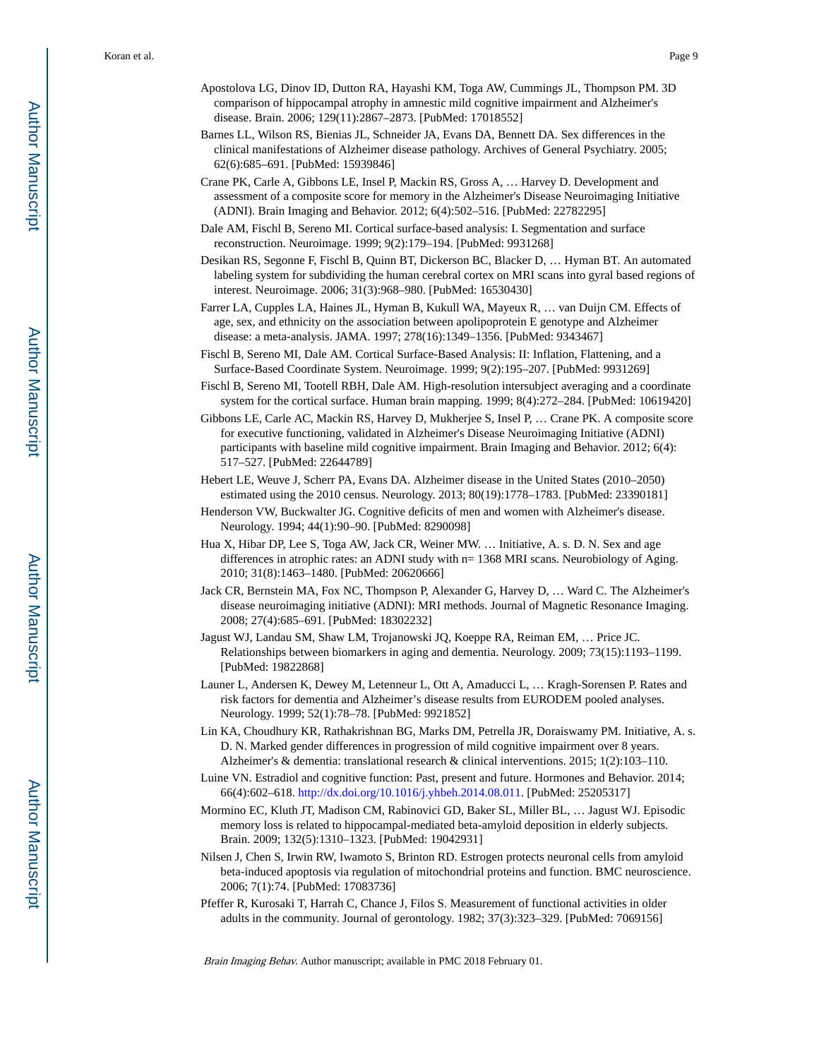Apostolova LG, Dinov ID, Dutton RA, Hayashi KM, Toga AW, Cummings JL, Thompson PM. 3D comparison of hippocampal atrophy in amnestic mild cognitive impairment and Alzheimer's disease. Brain. 2006; 129(11):2867–2873. [PubMed: 17018552]

Barnes LL, Wilson RS, Bienias JL, Schneider JA, Evans DA, Bennett DA. Sex differences in the clinical manifestations of Alzheimer disease pathology. Archives of General Psychiatry. 2005; 62(6):685–691. [PubMed: 15939846]

Crane PK, Carle A, Gibbons LE, Insel P, Mackin RS, Gross A, … Harvey D. Development and assessment of a composite score for memory in the Alzheimer's Disease Neuroimaging Initiative (ADNI). Brain Imaging and Behavior. 2012; 6(4):502–516. [PubMed: 22782295]

Dale AM, Fischl B, Sereno MI. Cortical surface-based analysis: I. Segmentation and surface reconstruction. Neuroimage. 1999; 9(2):179–194. [PubMed: 9931268]

Desikan RS, Segonne F, Fischl B, Quinn BT, Dickerson BC, Blacker D, … Hyman BT. An automated labeling system for subdividing the human cerebral cortex on MRI scans into gyral based regions of interest. Neuroimage. 2006; 31(3):968–980. [PubMed: 16530430]

Farrer LA, Cupples LA, Haines JL, Hyman B, Kukull WA, Mayeux R, … van Duijn CM. Effects of age, sex, and ethnicity on the association between apolipoprotein E genotype and Alzheimer disease: a meta-analysis. JAMA. 1997; 278(16):1349–1356. [PubMed: 9343467]

Fischl B, Sereno MI, Dale AM. Cortical Surface-Based Analysis: II: Inflation, Flattening, and a Surface-Based Coordinate System. Neuroimage. 1999; 9(2):195–207. [PubMed: 9931269]

Fischl B, Sereno MI, Tootell RBH, Dale AM. High-resolution intersubject averaging and a coordinate system for the cortical surface. Human brain mapping. 1999; 8(4):272–284. [PubMed: 10619420]

Gibbons LE, Carle AC, Mackin RS, Harvey D, Mukherjee S, Insel P, … Crane PK. A composite score for executive functioning, validated in Alzheimer's Disease Neuroimaging Initiative (ADNI) participants with baseline mild cognitive impairment. Brain Imaging and Behavior. 2012; 6(4): 517–527. [PubMed: 22644789]

Hebert LE, Weuve J, Scherr PA, Evans DA. Alzheimer disease in the United States (2010–2050) estimated using the 2010 census. Neurology. 2013; 80(19):1778–1783. [PubMed: 23390181]

Henderson VW, Buckwalter JG. Cognitive deficits of men and women with Alzheimer's disease. Neurology. 1994; 44(1):90–90. [PubMed: 8290098]

Hua X, Hibar DP, Lee S, Toga AW, Jack CR, Weiner MW. … Initiative, A. s. D. N. Sex and age differences in atrophic rates: an ADNI study with n= 1368 MRI scans. Neurobiology of Aging. 2010; 31(8):1463–1480. [PubMed: 20620666]

Jack CR, Bernstein MA, Fox NC, Thompson P, Alexander G, Harvey D, … Ward C. The Alzheimer's disease neuroimaging initiative (ADNI): MRI methods. Journal of Magnetic Resonance Imaging. 2008; 27(4):685–691. [PubMed: 18302232]

Jagust WJ, Landau SM, Shaw LM, Trojanowski JQ, Koeppe RA, Reiman EM, … Price JC. Relationships between biomarkers in aging and dementia. Neurology. 2009; 73(15):1193–1199. [PubMed: 19822868]

Launer L, Andersen K, Dewey M, Letenneur L, Ott A, Amaducci L, … Kragh-Sorensen P. Rates and risk factors for dementia and Alzheimer's disease results from EURODEM pooled analyses. Neurology. 1999; 52(1):78–78. [PubMed: 9921852]

Lin KA, Choudhury KR, Rathakrishnan BG, Marks DM, Petrella JR, Doraiswamy PM. Initiative, A. s. D. N. Marked gender differences in progression of mild cognitive impairment over 8 years. Alzheimer's & dementia: translational research & clinical interventions. 2015; 1(2):103–110.

Luine VN. Estradiol and cognitive function: Past, present and future. Hormones and Behavior. 2014; 66(4):602–618. http://dx.doi.org/10.1016/j.yhbeh.2014.08.011. [PubMed: 25205317]

Mormino EC, Kluth JT, Madison CM, Rabinovici GD, Baker SL, Miller BL, … Jagust WJ. Episodic memory loss is related to hippocampal-mediated beta-amyloid deposition in elderly subjects. Brain. 2009; 132(5):1310–1323. [PubMed: 19042931]

Nilsen J, Chen S, Irwin RW, Iwamoto S, Brinton RD. Estrogen protects neuronal cells from amyloid beta-induced apoptosis via regulation of mitochondrial proteins and function. BMC neuroscience. 2006; 7(1):74. [PubMed: 17083736]

Pfeffer R, Kurosaki T, Harrah C, Chance J, Filos S. Measurement of functional activities in older adults in the community. Journal of gerontology. 1982; 37(3):323–329. [PubMed: 7069156]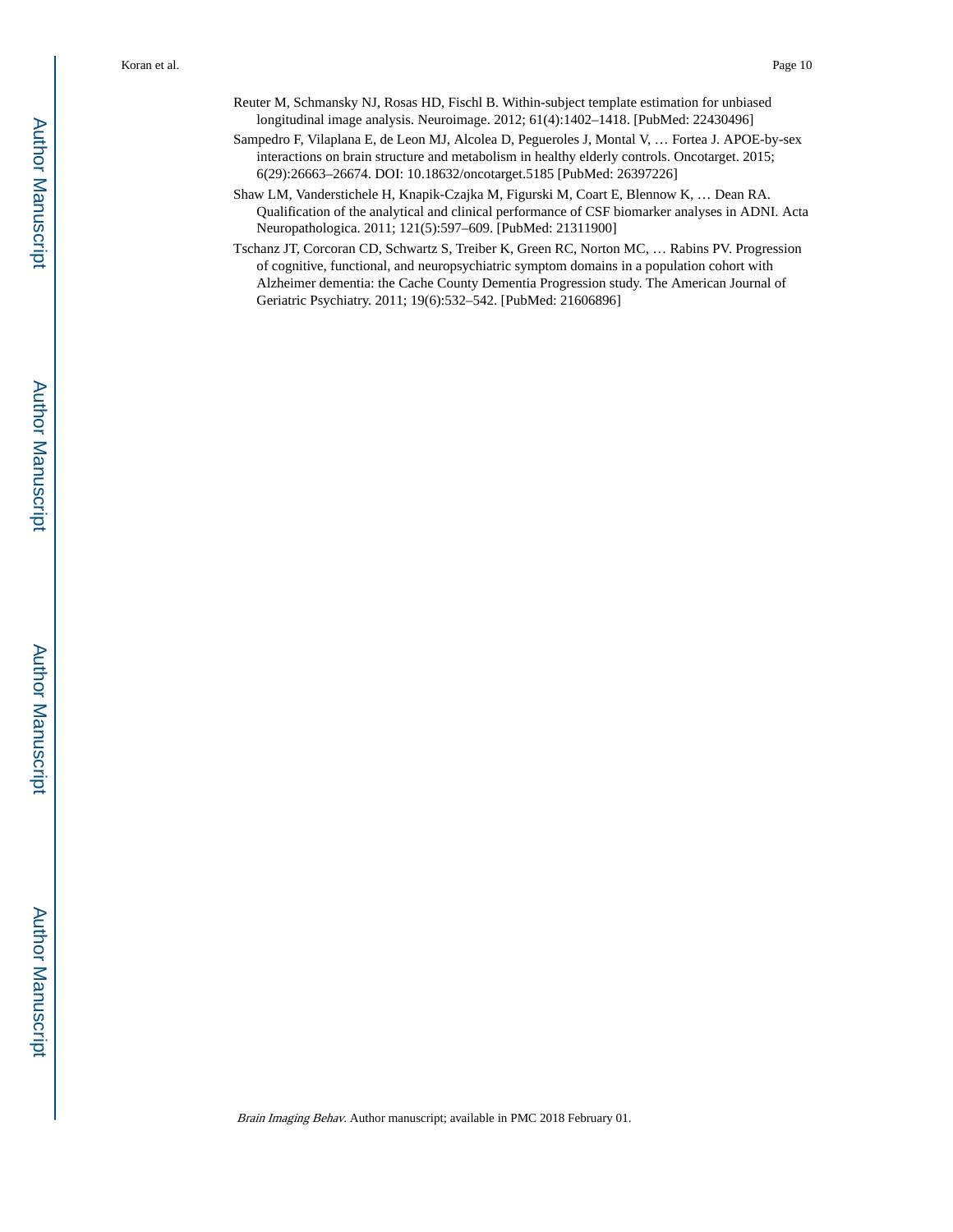Reuter M, Schmansky NJ, Rosas HD, Fischl B. Within-subject template estimation for unbiased longitudinal image analysis. Neuroimage. 2012; 61(4):1402–1418. [PubMed: 22430496]

Sampedro F, Vilaplana E, de Leon MJ, Alcolea D, Pegueroles J, Montal V, … Fortea J. APOE-by-sex interactions on brain structure and metabolism in healthy elderly controls. Oncotarget. 2015; 6(29):26663–26674. DOI: 10.18632/oncotarget.5185 [PubMed: 26397226]

Shaw LM, Vanderstichele H, Knapik-Czajka M, Figurski M, Coart E, Blennow K, … Dean RA. Qualification of the analytical and clinical performance of CSF biomarker analyses in ADNI. Acta Neuropathologica. 2011; 121(5):597–609. [PubMed: 21311900]

Tschanz JT, Corcoran CD, Schwartz S, Treiber K, Green RC, Norton MC, … Rabins PV. Progression of cognitive, functional, and neuropsychiatric symptom domains in a population cohort with Alzheimer dementia: the Cache County Dementia Progression study. The American Journal of Geriatric Psychiatry. 2011; 19(6):532–542. [PubMed: 21606896]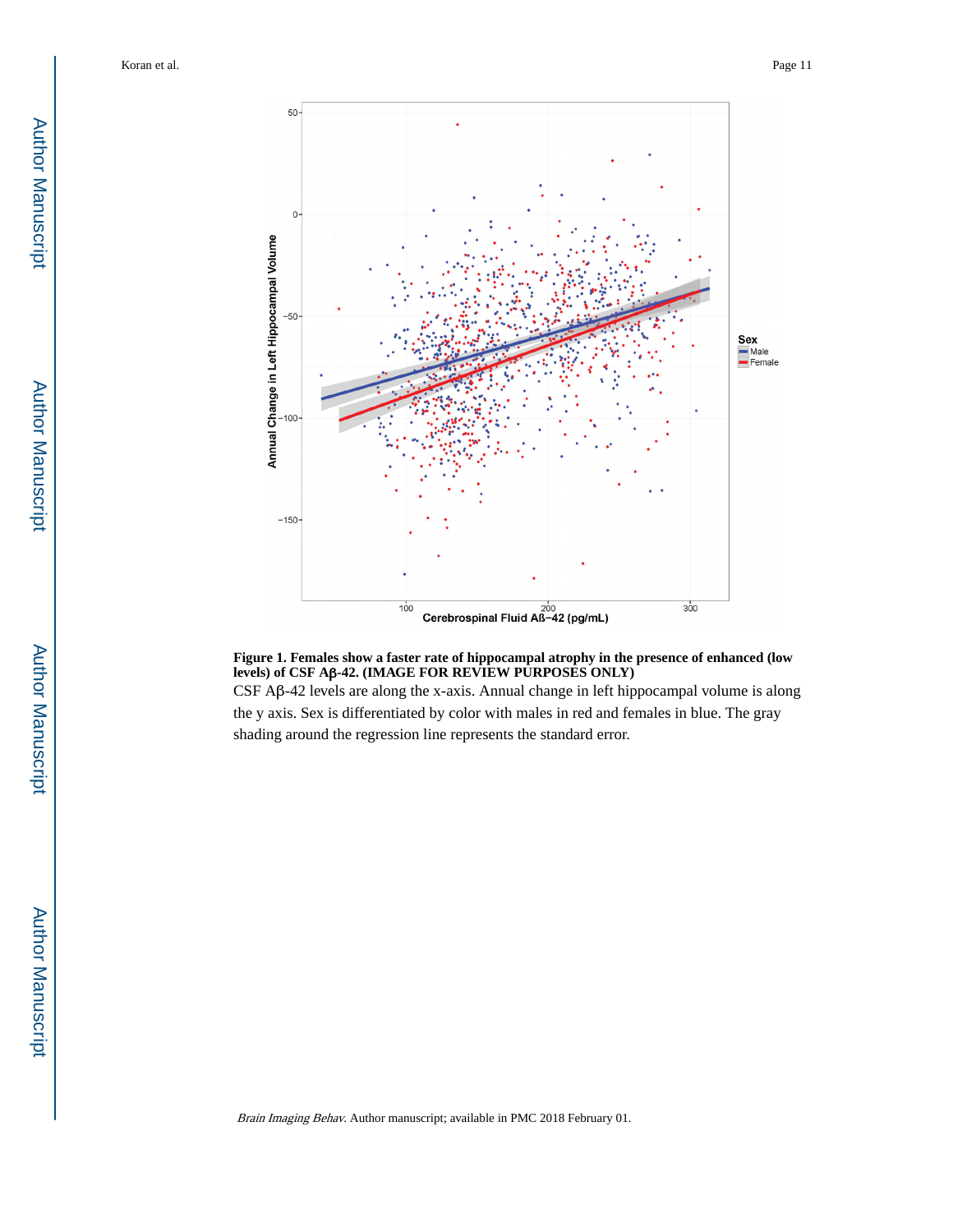**Figure 1. Females show a faster rate of hippocampal atrophy in the presence of enhanced (low levels) of CSF Aβ-42. (IMAGE FOR REVIEW PURPOSES ONLY)**

CSF Aβ-42 levels are along the x-axis. Annual change in left hippocampal volume is along the y axis. Sex is differentiated by color with males in red and females in blue. The gray shading around the regression line represents the standard error.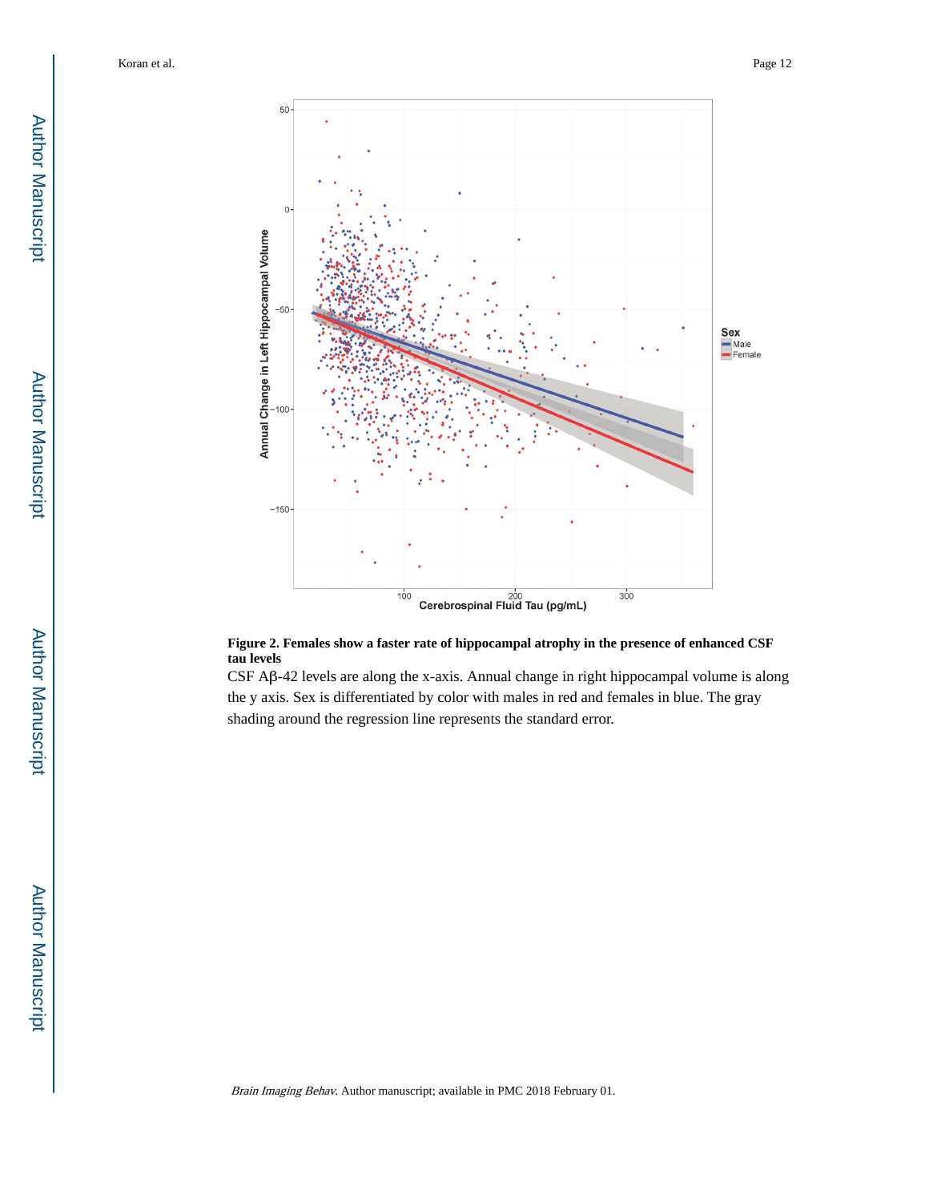**Figure 2. Females show a faster rate of hippocampal atrophy in the presence of enhanced CSF tau levels**

CSF Aβ-42 levels are along the x-axis. Annual change in right hippocampal volume is along the y axis. Sex is differentiated by color with males in red and females in blue. The gray shading around the regression line represents the standard error.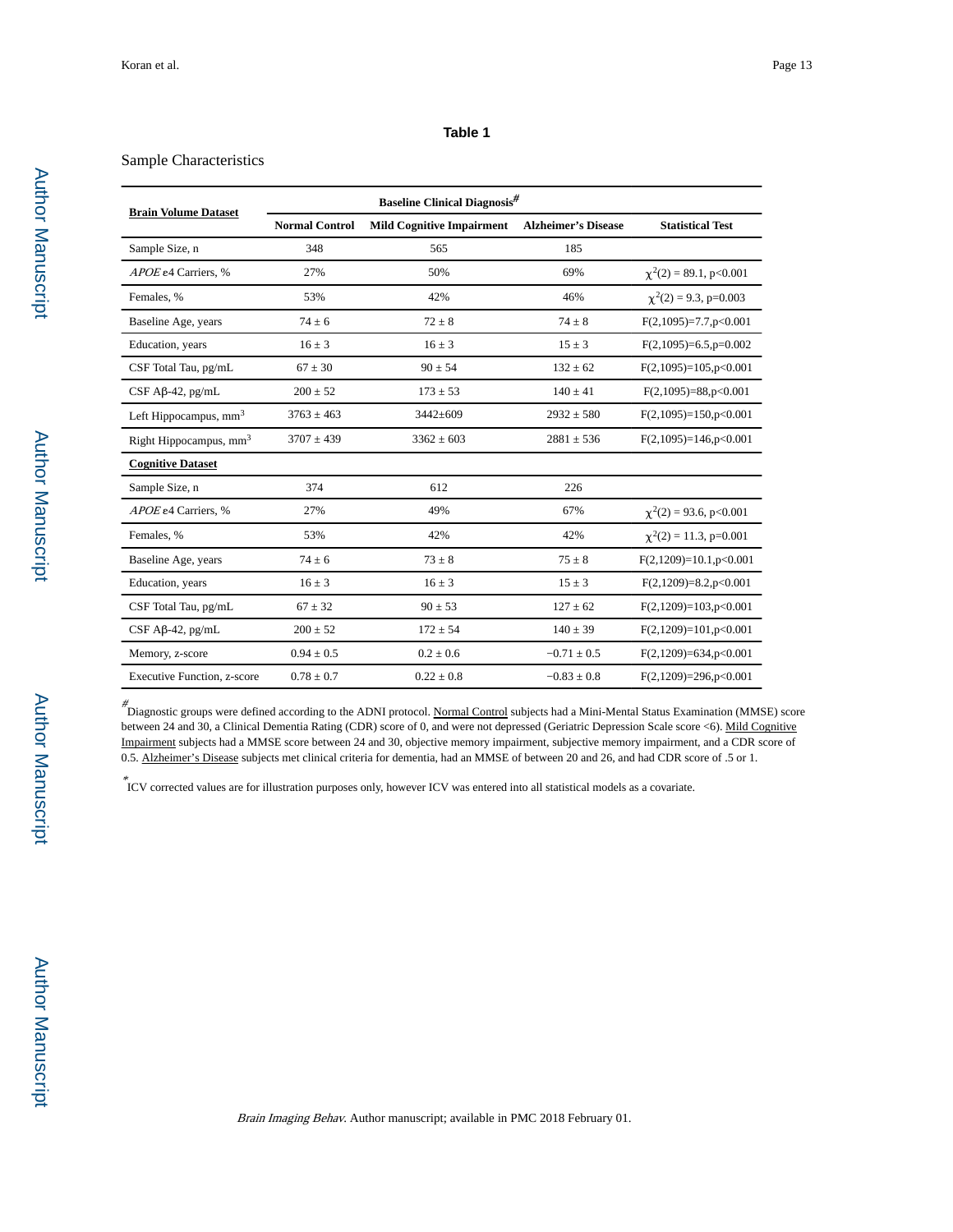**Table 1**

Sample Characteristics

| Brain Volume Dataset | Baseline Clinical Diagnosis[#] | | | |
|---|---|---|---|---|
| | Normal Control | Mild Cognitive Impairment | Alzheimer's Disease | Statistical Test |
| Sample Size, n | 348 | 565 | 185 | |
| *APOE* ε4 Carriers, % | 27% | 50% | 69% | $\chi^2(2) = 89.1$, p<0.001 |
| Females, % | 53% | 42% | 46% | $\chi^2(2) = 9.3$, p=0.003 |
| Baseline Age, years | 74 ± 6 | 72 ± 8 | 74 ± 8 | F(2,1095)=7.7,p<0.001 |
| Education, years | 16 ± 3 | 16 ± 3 | 15 ± 3 | F(2,1095)=6.5,p=0.002 |
| CSF Total Tau, pg/mL | 67 ± 30 | 90 ± 54 | 132 ± 62 | F(2,1095)=105,p<0.001 |
| CSF Aβ-42, pg/mL | 200 ± 52 | 173 ± 53 | 140 ± 41 | F(2,1095)=88,p<0.001 |
| Left Hippocampus, $mm^3$ | 3763 ± 463 | 3442±609 | 2932 ± 580 | F(2,1095)=150,p<0.001 |
| Right Hippocampus, $mm^3$ | 3707 ± 439 | 3362 ± 603 | 2881 ± 536 | F(2,1095)=146,p<0.001 |
| **Cognitive Dataset** | | | | |
| Sample Size, n | 374 | 612 | 226 | |
| *APOE* ε4 Carriers, % | 27% | 49% | 67% | $\chi^2(2) = 93.6$, p<0.001 |
| Females, % | 53% | 42% | 42% | $\chi^2(2) = 11.3$, p=0.001 |
| Baseline Age, years | 74 ± 6 | 73 ± 8 | 75 ± 8 | F(2,1209)=10.1,p<0.001 |
| Education, years | 16 ± 3 | 16 ± 3 | 15 ± 3 | F(2,1209)=8.2,p<0.001 |
| CSF Total Tau, pg/mL | 67 ± 32 | 90 ± 53 | 127 ± 62 | F(2,1209)=103,p<0.001 |
| CSF Aβ-42, pg/mL | 200 ± 52 | 172 ± 54 | 140 ± 39 | F(2,1209)=101,p<0.001 |
| Memory, z-score | 0.94 ± 0.5 | 0.2 ± 0.6 | −0.71 ± 0.5 | F(2,1209)=634,p<0.001 |
| Executive Function, z-score | 0.78 ± 0.7 | 0.22 ± 0.8 | −0.83 ± 0.8 | F(2,1209)=296,p<0.001 |

[#] Diagnostic groups were defined according to the ADNI protocol. Normal Control subjects had a Mini-Mental Status Examination (MMSE) score between 24 and 30, a Clinical Dementia Rating (CDR) score of 0, and were not depressed (Geriatric Depression Scale score <6). Mild Cognitive Impairment subjects had a MMSE score between 24 and 30, objective memory impairment, subjective memory impairment, and a CDR score of 0.5. Alzheimer's Disease subjects met clinical criteria for dementia, had an MMSE of between 20 and 26, and had CDR score of .5 or 1.

[*] ICV corrected values are for illustration purposes only, however ICV was entered into all statistical models as a covariate.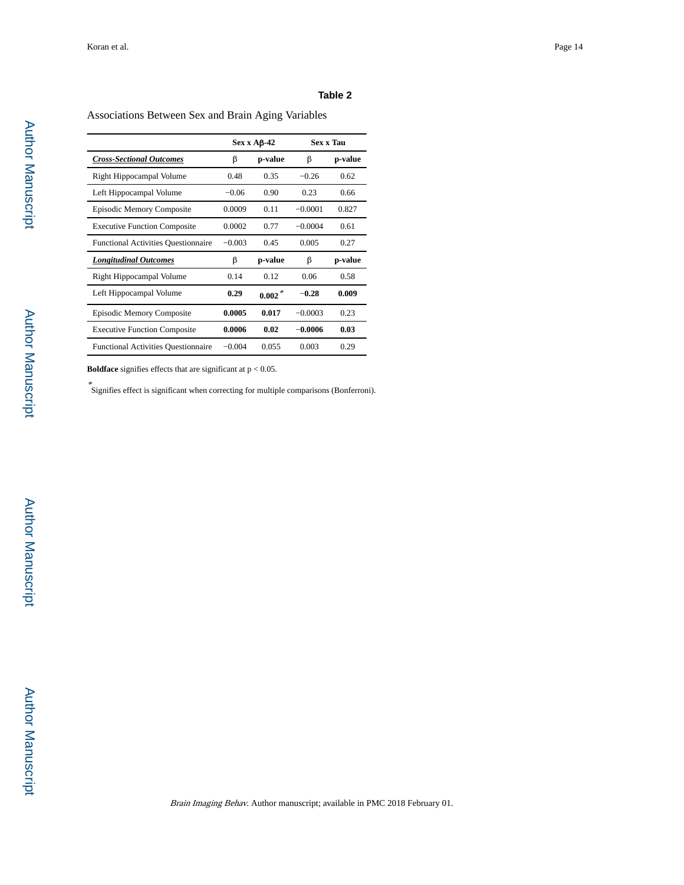**Table 2**

Associations Between Sex and Brain Aging Variables

| | Sex x Aβ-42 | | Sex x Tau | |
|---|---|---|---|---|
| ***Cross-Sectional Outcomes*** | **β** | **p-value** | **β** | **p-value** |
| Right Hippocampal Volume | 0.48 | 0.35 | −0.26 | 0.62 |
| Left Hippocampal Volume | −0.06 | 0.90 | 0.23 | 0.66 |
| Episodic Memory Composite | 0.0009 | 0.11 | −0.0001 | 0.827 |
| Executive Function Composite | 0.0002 | 0.77 | −0.0004 | 0.61 |
| Functional Activities Questionnaire | −0.003 | 0.45 | 0.005 | 0.27 |
| ***Longitudinal Outcomes*** | **β** | **p-value** | **β** | **p-value** |
| Right Hippocampal Volume | 0.14 | 0.12 | 0.06 | 0.58 |
| Left Hippocampal Volume | **0.29** | **0.002** * | **−0.28** | **0.009** |
| Episodic Memory Composite | **0.0005** | **0.017** | −0.0003 | 0.23 |
| Executive Function Composite | **0.0006** | **0.02** | **−0.0006** | **0.03** |
| Functional Activities Questionnaire | −0.004 | 0.055 | 0.003 | 0.29 |

**Boldface** signifies effects that are significant at $p < 0.05$.

* Signifies effect is significant when correcting for multiple comparisons (Bonferroni).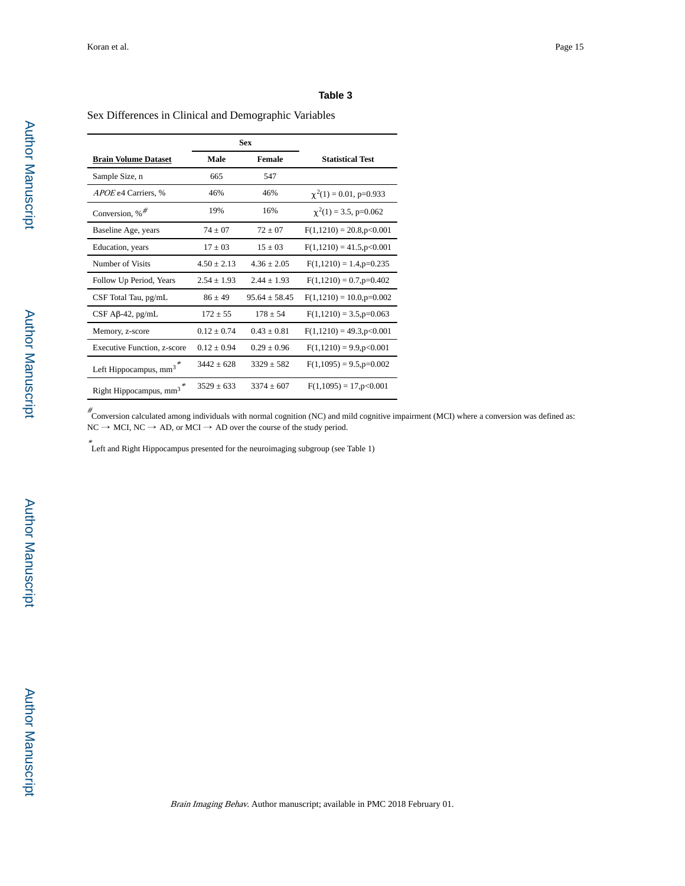**Table 3**

Sex Differences in Clinical and Demographic Variables

| Brain Volume Dataset | Sex | | Statistical Test |
|---|---|---|---|
| | Male | Female | |
| Sample Size, n | 665 | 547 | |
| *APOE* ε4 Carriers, % | 46% | 46% | $\chi^2(1) = 0.01$, p=0.933 |
| Conversion, %[#] | 19% | 16% | $\chi^2(1) = 3.5$, p=0.062 |
| Baseline Age, years | 74 ± 07 | 72 ± 07 | F(1,1210) = 20.8,p<0.001 |
| Education, years | 17 ± 03 | 15 ± 03 | F(1,1210) = 41.5,p<0.001 |
| Number of Visits | 4.50 ± 2.13 | 4.36 ± 2.05 | F(1,1210) = 1.4,p=0.235 |
| Follow Up Period, Years | 2.54 ± 1.93 | 2.44 ± 1.93 | F(1,1210) = 0.7,p=0.402 |
| CSF Total Tau, pg/mL | 86 ± 49 | 95.64 ± 58.45 | F(1,1210) = 10.0,p=0.002 |
| CSF Aβ-42, pg/mL | 172 ± 55 | 178 ± 54 | F(1,1210) = 3.5,p=0.063 |
| Memory, z-score | 0.12 ± 0.74 | 0.43 ± 0.81 | F(1,1210) = 49.3,p<0.001 |
| Executive Function, z-score | 0.12 ± 0.94 | 0.29 ± 0.96 | F(1,1210) = 9.9,p<0.001 |
| Left Hippocampus, $mm^3$ [*] | 3442 ± 628 | 3329 ± 582 | F(1,1095) = 9.5,p=0.002 |
| Right Hippocampus, $mm^3$ [*] | 3529 ± 633 | 3374 ± 607 | F(1,1095) = 17,p<0.001 |

[#] Conversion calculated among individuals with normal cognition (NC) and mild cognitive impairment (MCI) where a conversion was defined as: NC → MCI, NC → AD, or MCI → AD over the course of the study period.

[*] Left and Right Hippocampus presented for the neuroimaging subgroup (see Table 1)